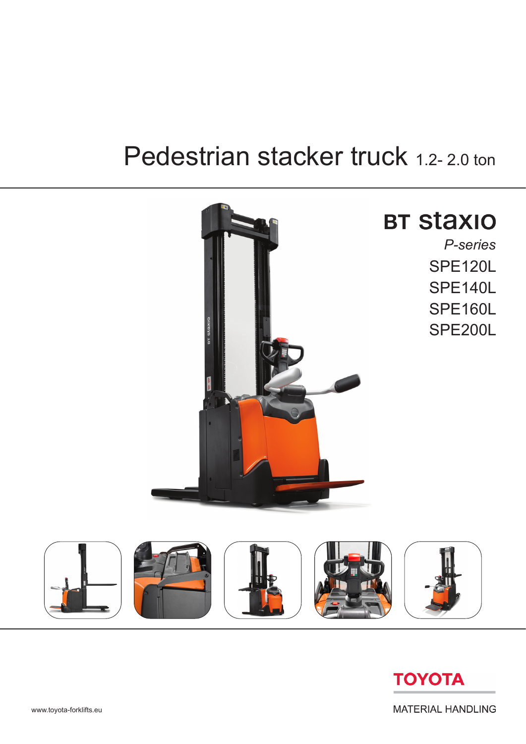# Pedestrian stacker truck 1.2- 2.0 ton

## BT staxio

*P-series*

SPE120L
SPE140L
SPE160L
SPE200L

TOYOTA

MATERIAL HANDLING

www.toyota-forklifts.eu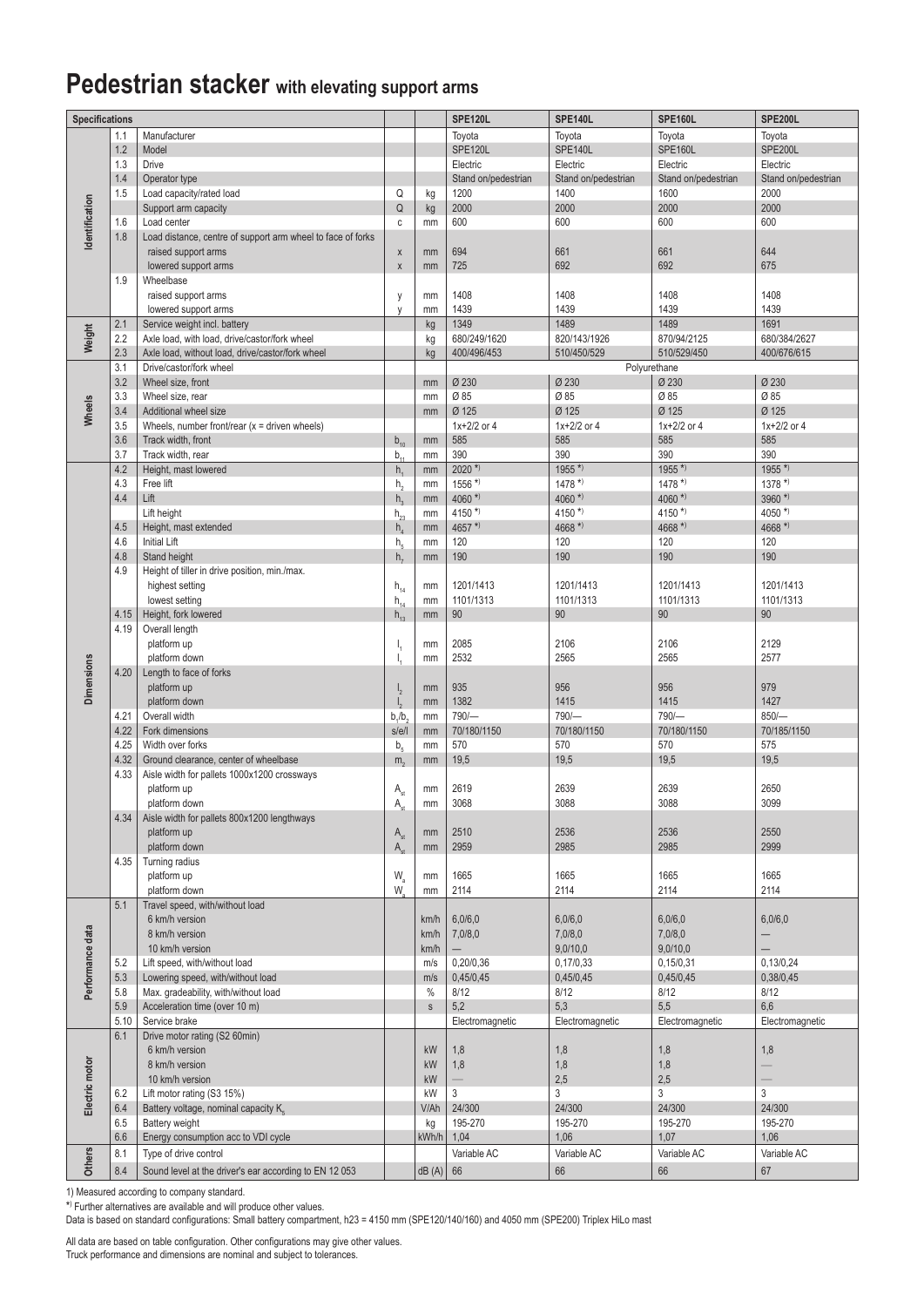# Pedestrian stacker with elevating support arms

| Specifications | | | | | SPE120L | SPE140L | SPE160L | SPE200L |
|---|---|---|---|---|---|---|---|---|
| Identification | 1.1 | Manufacturer | | | Toyota | Toyota | Toyota | Toyota |
| | 1.2 | Model | | | SPE120L | SPE140L | SPE160L | SPE200L |
| | 1.3 | Drive | | | Electric | Electric | Electric | Electric |
| | 1.4 | Operator type | | | Stand on/pedestrian | Stand on/pedestrian | Stand on/pedestrian | Stand on/pedestrian |
| | 1.5 | Load capacity/rated load | Q | kg | 1200 | 1400 | 1600 | 2000 |
| | | Support arm capacity | Q | kg | 2000 | 2000 | 2000 | 2000 |
| | 1.6 | Load center | c | mm | 600 | 600 | 600 | 600 |
| | 1.8 | Load distance, centre of support arm wheel to face of forks | | | | | | |
| | | raised support arms | x | mm | 694 | 661 | 661 | 644 |
| | | lowered support arms | x | mm | 725 | 692 | 692 | 675 |
| | 1.9 | Wheelbase | | | | | | |
| | | raised support arms | y | mm | 1408 | 1408 | 1408 | 1408 |
| | | lowered support arms | y | mm | 1439 | 1439 | 1439 | 1439 |
| Weight | 2.1 | Service weight incl. battery | | kg | 1349 | 1489 | 1489 | 1691 |
| | 2.2 | Axle load, with load, drive/castor/fork wheel | | kg | 680/249/1620 | 820/143/1926 | 870/94/2125 | 680/384/2627 |
| | 2.3 | Axle load, without load, drive/castor/fork wheel | | kg | 400/496/453 | 510/450/529 | 510/529/450 | 400/676/615 |
| Wheels | 3.1 | Drive/castor/fork wheel | | | Polyurethane | | | |
| | 3.2 | Wheel size, front | | mm | Ø 230 | Ø 230 | Ø 230 | Ø 230 |
| | 3.3 | Wheel size, rear | | mm | Ø 85 | Ø 85 | Ø 85 | Ø 85 |
| | 3.4 | Additional wheel size | | mm | Ø 125 | Ø 125 | Ø 125 | Ø 125 |
| | 3.5 | Wheels, number front/rear (x = driven wheels) | | | 1x+2/2 or 4 | 1x+2/2 or 4 | 1x+2/2 or 4 | 1x+2/2 or 4 |
| | 3.6 | Track width, front | $b_{10}$ | mm | 585 | 585 | 585 | 585 |
| | 3.7 | Track width, rear | $b_{11}$ | mm | 390 | 390 | 390 | 390 |
| Dimensions | 4.2 | Height, mast lowered | $h_1$ | mm | 2020 *) | 1955 *) | 1955 *) | 1955 *) |
| | 4.3 | Free lift | $h_2$ | mm | 1556 *) | 1478 *) | 1478 *) | 1378 *) |
| | 4.4 | Lift | $h_3$ | mm | 4060 *) | 4060 *) | 4060 *) | 3960 *) |
| | | Lift height | $h_{23}$ | mm | 4150 *) | 4150 *) | 4150 *) | 4050 *) |
| | 4.5 | Height, mast extended | $h_4$ | mm | 4657 *) | 4668 *) | 4668 *) | 4668 *) |
| | 4.6 | Initial Lift | $h_5$ | mm | 120 | 120 | 120 | 120 |
| | 4.8 | Stand height | $h_7$ | mm | 190 | 190 | 190 | 190 |
| | 4.9 | Height of tiller in drive position, min./max. | | | | | | |
| | | highest setting | $h_{14}$ | mm | 1201/1413 | 1201/1413 | 1201/1413 | 1201/1413 |
| | | lowest setting | $h_{14}$ | mm | 1101/1313 | 1101/1313 | 1101/1313 | 1101/1313 |
| | 4.15 | Height, fork lowered | $h_{13}$ | mm | 90 | 90 | 90 | 90 |
| | 4.19 | Overall length | | | | | | |
| | | platform up | $l_1$ | mm | 2085 | 2106 | 2106 | 2129 |
| | | platform down | $l_1$ | mm | 2532 | 2565 | 2565 | 2577 |
| | 4.20 | Length to face of forks | | | | | | |
| | | platform up | $l_2$ | mm | 935 | 956 | 956 | 979 |
| | | platform down | $l_2$ | mm | 1382 | 1415 | 1415 | 1427 |
| | 4.21 | Overall width | $b_1/b_2$ | mm | 790/— | 790/— | 790/— | 850/— |
| | 4.22 | Fork dimensions | s/e/l | mm | 70/180/1150 | 70/180/1150 | 70/180/1150 | 70/185/1150 |
| | 4.25 | Width over forks | $b_5$ | mm | 570 | 570 | 570 | 575 |
| | 4.32 | Ground clearance, center of wheelbase | $m_2$ | mm | 19,5 | 19,5 | 19,5 | 19,5 |
| | 4.33 | Aisle width for pallets 1000x1200 crossways | | | | | | |
| | | platform up | $A_{st}$ | mm | 2619 | 2639 | 2639 | 2650 |
| | | platform down | $A_{st}$ | mm | 3068 | 3088 | 3088 | 3099 |
| | 4.34 | Aisle width for pallets 800x1200 lengthways | | | | | | |
| | | platform up | $A_{st}$ | mm | 2510 | 2536 | 2536 | 2550 |
| | | platform down | $A_{st}$ | mm | 2959 | 2985 | 2985 | 2999 |
| | 4.35 | Turning radius | | | | | | |
| | | platform up | $W_a$ | mm | 1665 | 1665 | 1665 | 1665 |
| | | platform down | $W_a$ | mm | 2114 | 2114 | 2114 | 2114 |
| Performance data | 5.1 | Travel speed, with/without load | | | | | | |
| | | 6 km/h version | | km/h | 6,0/6,0 | 6,0/6,0 | 6,0/6,0 | 6,0/6,0 |
| | | 8 km/h version | | km/h | 7,0/8,0 | 7,0/8,0 | 7,0/8,0 | — |
| | | 10 km/h version | | km/h | — | 9,0/10,0 | 9,0/10,0 | — |
| | 5.2 | Lift speed, with/without load | | m/s | 0,20/0,36 | 0,17/0,33 | 0,15/0,31 | 0,13/0,24 |
| | 5.3 | Lowering speed, with/without load | | m/s | 0,45/0,45 | 0,45/0,45 | 0,45/0,45 | 0,38/0,45 |
| | 5.8 | Max. gradeability, with/without load | | % | 8/12 | 8/12 | 8/12 | 8/12 |
| | 5.9 | Acceleration time (over 10 m) | | s | 5,2 | 5,3 | 5,5 | 6,6 |
| | 5.10 | Service brake | | | Electromagnetic | Electromagnetic | Electromagnetic | Electromagnetic |
| Electric motor | 6.1 | Drive motor rating (S2 60min) | | | | | | |
| | | 6 km/h version | | kW | 1,8 | 1,8 | 1,8 | 1,8 |
| | | 8 km/h version | | kW | 1,8 | 1,8 | 1,8 | — |
| | | 10 km/h version | | kW | — | 2,5 | 2,5 | — |
| | 6.2 | Lift motor rating (S3 15%) | | kW | 3 | 3 | 3 | 3 |
| | 6.4 | Battery voltage, nominal capacity $K_5$ | | V/Ah | 24/300 | 24/300 | 24/300 | 24/300 |
| | 6.5 | Battery weight | | kg | 195-270 | 195-270 | 195-270 | 195-270 |
| | 6.6 | Energy consumption acc to VDI cycle | | kWh/h | 1,04 | 1,06 | 1,07 | 1,06 |
| Others | 8.1 | Type of drive control | | | Variable AC | Variable AC | Variable AC | Variable AC |
| | 8.4 | Sound level at the driver's ear according to EN 12 053 | | dB (A) | 66 | 66 | 66 | 67 |

1) Measured according to company standard.

*) Further alternatives are available and will produce other values.

Data is based on standard configurations: Small battery compartment, h23 = 4150 mm (SPE120/140/160) and 4050 mm (SPE200) Triplex HiLo mast

All data are based on table configuration. Other configurations may give other values.
Truck performance and dimensions are nominal and subject to tolerances.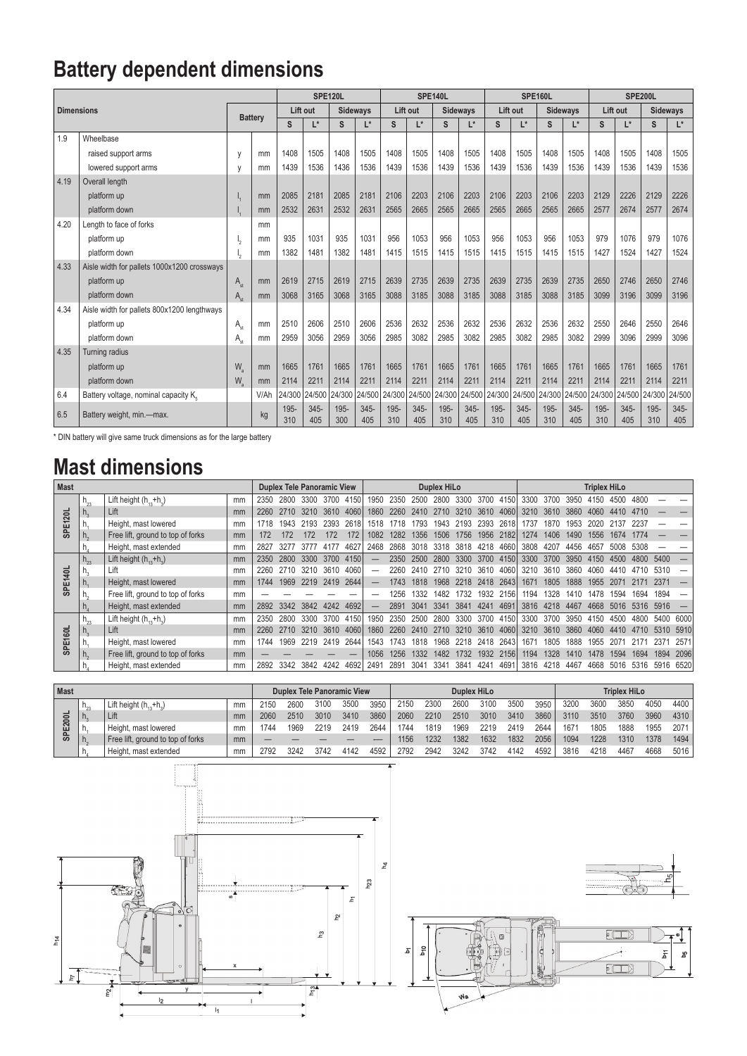# Battery dependent dimensions

| Dimensions | | Battery | | SPE120L | | | | SPE140L | | | | SPE160L | | | | SPE200L | | | |
|---|---|---|---|---|---|---|---|---|---|---|---|---|---|---|---|---|---|---|---|
| | | | | Lift out | | Sideways | | Lift out | | Sideways | | Lift out | | Sideways | | Lift out | | Sideways | |
| | | | | S | L* | S | L* | S | L* | S | L* | S | L* | S | L* | S | L* | S | L* |
| 1.9 | Wheelbase | | | | | | | | | | | | | | | | | | |
| | raised support arms | y | mm | 1408 | 1505 | 1408 | 1505 | 1408 | 1505 | 1408 | 1505 | 1408 | 1505 | 1408 | 1505 | 1408 | 1505 | 1408 | 1505 |
| | lowered support arms | y | mm | 1439 | 1536 | 1436 | 1536 | 1439 | 1536 | 1439 | 1536 | 1439 | 1536 | 1439 | 1536 | 1439 | 1536 | 1439 | 1536 |
| 4.19 | Overall length | | | | | | | | | | | | | | | | | | |
| | platform up | $l_1$ | mm | 2085 | 2181 | 2085 | 2181 | 2106 | 2203 | 2106 | 2203 | 2106 | 2203 | 2106 | 2203 | 2129 | 2226 | 2129 | 2226 |
| | platform down | $l_1$ | mm | 2532 | 2631 | 2532 | 2631 | 2565 | 2665 | 2565 | 2665 | 2565 | 2665 | 2565 | 2665 | 2577 | 2674 | 2577 | 2674 |
| 4.20 | Length to face of forks | | mm | | | | | | | | | | | | | | | | |
| | platform up | $l_2$ | mm | 935 | 1031 | 935 | 1031 | 956 | 1053 | 956 | 1053 | 956 | 1053 | 956 | 1053 | 979 | 1076 | 979 | 1076 |
| | platform down | $l_2$ | mm | 1382 | 1481 | 1382 | 1481 | 1415 | 1515 | 1415 | 1515 | 1415 | 1515 | 1415 | 1515 | 1427 | 1524 | 1427 | 1524 |
| 4.33 | Aisle width for pallets 1000x1200 crossways | | | | | | | | | | | | | | | | | | |
| | platform up | $A_{st}$ | mm | 2619 | 2715 | 2619 | 2715 | 2639 | 2735 | 2639 | 2735 | 2639 | 2735 | 2639 | 2735 | 2650 | 2746 | 2650 | 2746 |
| | platform down | $A_{st}$ | mm | 3068 | 3165 | 3068 | 3165 | 3088 | 3185 | 3088 | 3185 | 3088 | 3185 | 3088 | 3185 | 3099 | 3196 | 3099 | 3196 |
| 4.34 | Aisle width for pallets 800x1200 lengthways | | | | | | | | | | | | | | | | | | |
| | platform up | $A_{st}$ | mm | 2510 | 2606 | 2510 | 2606 | 2536 | 2632 | 2536 | 2632 | 2536 | 2632 | 2536 | 2632 | 2550 | 2646 | 2550 | 2646 |
| | platform down | $A_{st}$ | mm | 2959 | 3056 | 2959 | 3056 | 2985 | 3082 | 2985 | 3082 | 2985 | 3082 | 2985 | 3082 | 2999 | 3096 | 2999 | 3096 |
| 4.35 | Turning radius | | | | | | | | | | | | | | | | | | |
| | platform up | $W_a$ | mm | 1665 | 1761 | 1665 | 1761 | 1665 | 1761 | 1665 | 1761 | 1665 | 1761 | 1665 | 1761 | 1665 | 1761 | 1665 | 1761 |
| | platform down | $W_a$ | mm | 2114 | 2211 | 2114 | 2211 | 2114 | 2211 | 2114 | 2211 | 2114 | 2211 | 2114 | 2211 | 2114 | 2211 | 2114 | 2211 |
| 6.4 | Battery voltage, nominal capacity $K_5$ | | V/Ah | 24/300 | 24/500 | 24/300 | 24/500 | 24/300 | 24/500 | 24/300 | 24/500 | 24/300 | 24/500 | 24/300 | 24/500 | 24/300 | 24/500 | 24/300 | 24/500 |
| 6.5 | Battery weight, min.—max. | | kg | 195-310 | 345-405 | 195-300 | 345-405 | 195-310 | 345-405 | 195-310 | 345-405 | 195-310 | 345-405 | 195-310 | 345-405 | 195-310 | 345-405 | 195-310 | 345-405 |

* DIN battery will give same truck dimensions as for the large battery

# Mast dimensions

| Mast | | | | Duplex Tele Panoramic View | | | | | Duplex HiLo | | | | | | | Triplex HiLo | | | | | | | |
|---|---|---|---|---|---|---|---|---|---|---|---|---|---|---|---|---|---|---|---|---|---|---|---|
| SPE120L | $h_{23}$ | Lift height ($h_{13}$+$h_3$) | mm | 2350 | 2800 | 3300 | 3700 | 4150 | 1950 | 2350 | 2500 | 2800 | 3300 | 3700 | 4150 | 3300 | 3700 | 3950 | 4150 | 4500 | 4800 | — | — |
| | $h_3$ | Lift | mm | 2260 | 2710 | 3210 | 3610 | 4060 | 1860 | 2260 | 2410 | 2710 | 3210 | 3610 | 4060 | 3210 | 3610 | 3860 | 4060 | 4410 | 4710 | — | — |
| | $h_1$ | Height, mast lowered | mm | 1718 | 1943 | 2193 | 2393 | 2618 | 1518 | 1718 | 1793 | 1943 | 2193 | 2393 | 2618 | 1737 | 1870 | 1953 | 2020 | 2137 | 2237 | — | — |
| | $h_2$ | Free lift, ground to top of forks | mm | 172 | 172 | 172 | 172 | 172 | 1082 | 1282 | 1356 | 1506 | 1756 | 1956 | 2182 | 1274 | 1406 | 1490 | 1556 | 1674 | 1774 | — | — |
| | $h_4$ | Height, mast extended | mm | 2827 | 3277 | 3777 | 4177 | 4627 | 2468 | 2868 | 3018 | 3318 | 3818 | 4218 | 4660 | 3808 | 4207 | 4456 | 4657 | 5008 | 5308 | — | — |
| SPE140L | $h_{23}$ | Lift height ($h_{13}$+$h_3$) | mm | 2350 | 2800 | 3300 | 3700 | 4150 | — | 2350 | 2500 | 2800 | 3300 | 3700 | 4150 | 3300 | 3700 | 3950 | 4150 | 4500 | 4800 | 5400 | — |
| | $h_3$ | Lift | mm | 2260 | 2710 | 3210 | 3610 | 4060 | — | 2260 | 2410 | 2710 | 3210 | 3610 | 4060 | 3210 | 3610 | 3860 | 4060 | 4410 | 4710 | 5310 | — |
| | $h_1$ | Height, mast lowered | mm | 1744 | 1969 | 2219 | 2419 | 2644 | — | 1743 | 1818 | 1968 | 2218 | 2418 | 2643 | 1671 | 1805 | 1888 | 1955 | 2071 | 2171 | 2371 | — |
| | $h_2$ | Free lift, ground to top of forks | mm | — | — | — | — | — | — | 1256 | 1332 | 1482 | 1732 | 1932 | 2156 | 1194 | 1328 | 1410 | 1478 | 1594 | 1694 | 1894 | — |
| | $h_4$ | Height, mast extended | mm | 2892 | 3342 | 3842 | 4242 | 4692 | — | 2891 | 3041 | 3341 | 3841 | 4241 | 4691 | 3816 | 4218 | 4467 | 4668 | 5016 | 5316 | 5916 | — |
| SPE160L | $h_{23}$ | Lift height ($h_{13}$+$h_3$) | mm | 2350 | 2800 | 3300 | 3700 | 4150 | 1950 | 2350 | 2500 | 2800 | 3300 | 3700 | 4150 | 3300 | 3700 | 3950 | 4150 | 4500 | 4800 | 5400 | 6000 |
| | $h_3$ | Lift | mm | 2260 | 2710 | 3210 | 3610 | 4060 | 1860 | 2260 | 2410 | 2710 | 3210 | 3610 | 4060 | 3210 | 3610 | 3860 | 4060 | 4410 | 4710 | 5310 | 5910 |
| | $h_1$ | Height, mast lowered | mm | 1744 | 1969 | 2219 | 2419 | 2644 | 1543 | 1743 | 1818 | 1968 | 2218 | 2418 | 2643 | 1671 | 1805 | 1888 | 1955 | 2071 | 2171 | 2371 | 2571 |
| | $h_2$ | Free lift, ground to top of forks | mm | — | — | — | — | — | 1056 | 1256 | 1332 | 1482 | 1732 | 1932 | 2156 | 1194 | 1328 | 1410 | 1478 | 1594 | 1694 | 1894 | 2096 |
| | $h_4$ | Height, mast extended | mm | 2892 | 3342 | 3842 | 4242 | 4692 | 2491 | 2891 | 3041 | 3341 | 3841 | 4241 | 4691 | 3816 | 4218 | 4467 | 4668 | 5016 | 5316 | 5916 | 6520 |

| Mast | | | | Duplex Tele Panoramic View | | | | | Duplex HiLo | | | | | | Triplex HiLo | | | | |
|---|---|---|---|---|---|---|---|---|---|---|---|---|---|---|---|---|---|---|---|
| SPE200L | $h_{23}$ | Lift height ($h_{13}$+$h_3$) | mm | 2150 | 2600 | 3100 | 3500 | 3950 | 2150 | 2300 | 2600 | 3100 | 3500 | 3950 | 3200 | 3600 | 3850 | 4050 | 4400 |
| | $h_3$ | Lift | mm | 2060 | 2510 | 3010 | 3410 | 3860 | 2060 | 2210 | 2510 | 3010 | 3410 | 3860 | 3110 | 3510 | 3760 | 3960 | 4310 |
| | $h_1$ | Height, mast lowered | mm | 1744 | 1969 | 2219 | 2419 | 2644 | 1744 | 1819 | 1969 | 2219 | 2419 | 2644 | 1671 | 1805 | 1888 | 1955 | 2071 |
| | $h_2$ | Free lift, ground to top of forks | mm | — | — | — | — | — | 1156 | 1232 | 1382 | 1632 | 1832 | 2056 | 1094 | 1228 | 1310 | 1378 | 1494 |
| | $h_4$ | Height, mast extended | mm | 2792 | 3242 | 3742 | 4142 | 4592 | 2792 | 2942 | 3242 | 3742 | 4142 | 4592 | 3816 | 4218 | 4467 | 4668 | 5016 |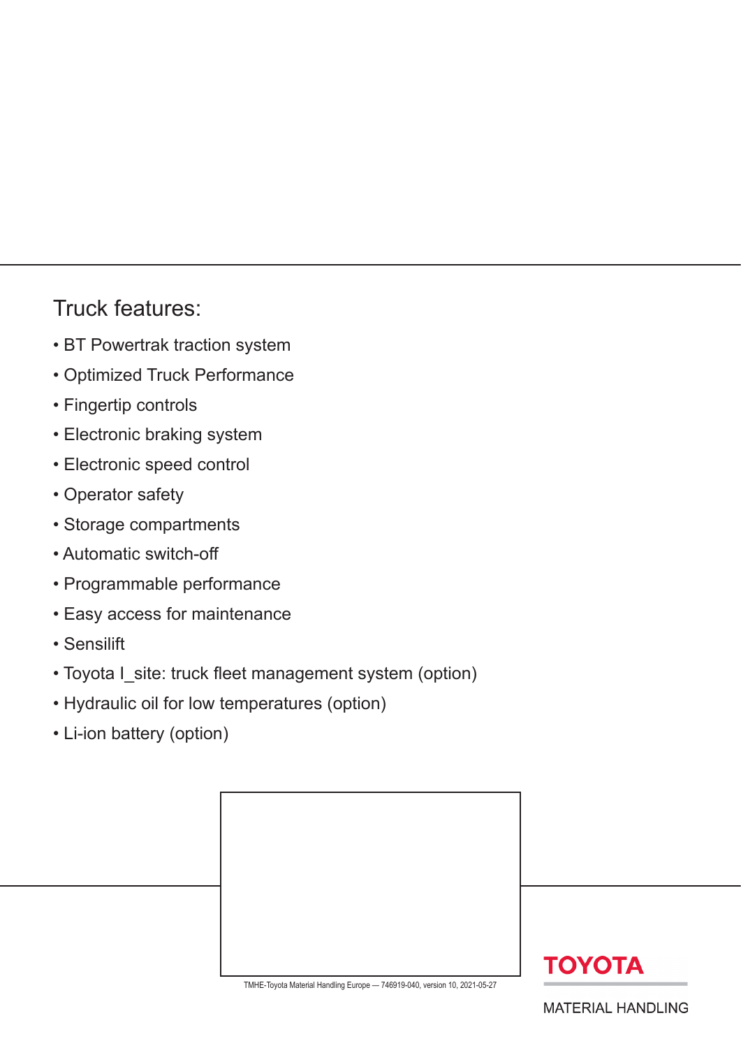## Truck features:

- BT Powertrak traction system
- Optimized Truck Performance
- Fingertip controls
- Electronic braking system
- Electronic speed control
- Operator safety
- Storage compartments
- Automatic switch-off
- Programmable performance
- Easy access for maintenance
- Sensilift
- Toyota I_site: truck fleet management system (option)
- Hydraulic oil for low temperatures (option)
- Li-ion battery (option)

TMHE-Toyota Material Handling Europe — 746919-040, version 10, 2021-05-27

TOYOTA

MATERIAL HANDLING